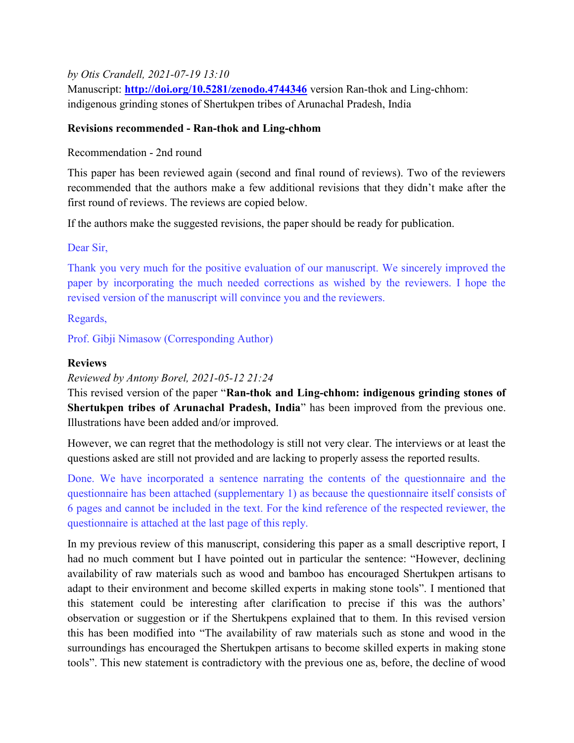*by Otis Crandell, 2021-07-19 13:10*

Manuscript: **http://doi.org/10.5281/zenodo.4744346** version Ran-thok and Ling-chhom: indigenous grinding stones of Shertukpen tribes of Arunachal Pradesh, India

**Revisions recommended - Ran-thok and Ling-chhom**

Recommendation - 2nd round

This paper has been reviewed again (second and final round of reviews). Two of the reviewers recommended that the authors make a few additional revisions that they didn't make after the first round of reviews. The reviews are copied below.

If the authors make the suggested revisions, the paper should be ready for publication.

Dear Sir,

Thank you very much for the positive evaluation of our manuscript. We sincerely improved the paper by incorporating the much needed corrections as wished by the reviewers. I hope the revised version of the manuscript will convince you and the reviewers.

Regards,

Prof. Gibji Nimasow (Corresponding Author)

**Reviews**

*Reviewed by Antony Borel, 2021-05-12 21:24*

This revised version of the paper "**Ran-thok and Ling-chhom: indigenous grinding stones of Shertukpen tribes of Arunachal Pradesh, India**" has been improved from the previous one. Illustrations have been added and/or improved.

However, we can regret that the methodology is still not very clear. The interviews or at least the questions asked are still not provided and are lacking to properly assess the reported results.

Done. We have incorporated a sentence narrating the contents of the questionnaire and the questionnaire has been attached (supplementary 1) as because the questionnaire itself consists of 6 pages and cannot be included in the text. For the kind reference of the respected reviewer, the questionnaire is attached at the last page of this reply.

In my previous review of this manuscript, considering this paper as a small descriptive report, I had no much comment but I have pointed out in particular the sentence: "However, declining availability of raw materials such as wood and bamboo has encouraged Shertukpen artisans to adapt to their environment and become skilled experts in making stone tools". I mentioned that this statement could be interesting after clarification to precise if this was the authors' observation or suggestion or if the Shertukpens explained that to them. In this revised version this has been modified into "The availability of raw materials such as stone and wood in the surroundings has encouraged the Shertukpen artisans to become skilled experts in making stone tools". This new statement is contradictory with the previous one as, before, the decline of wood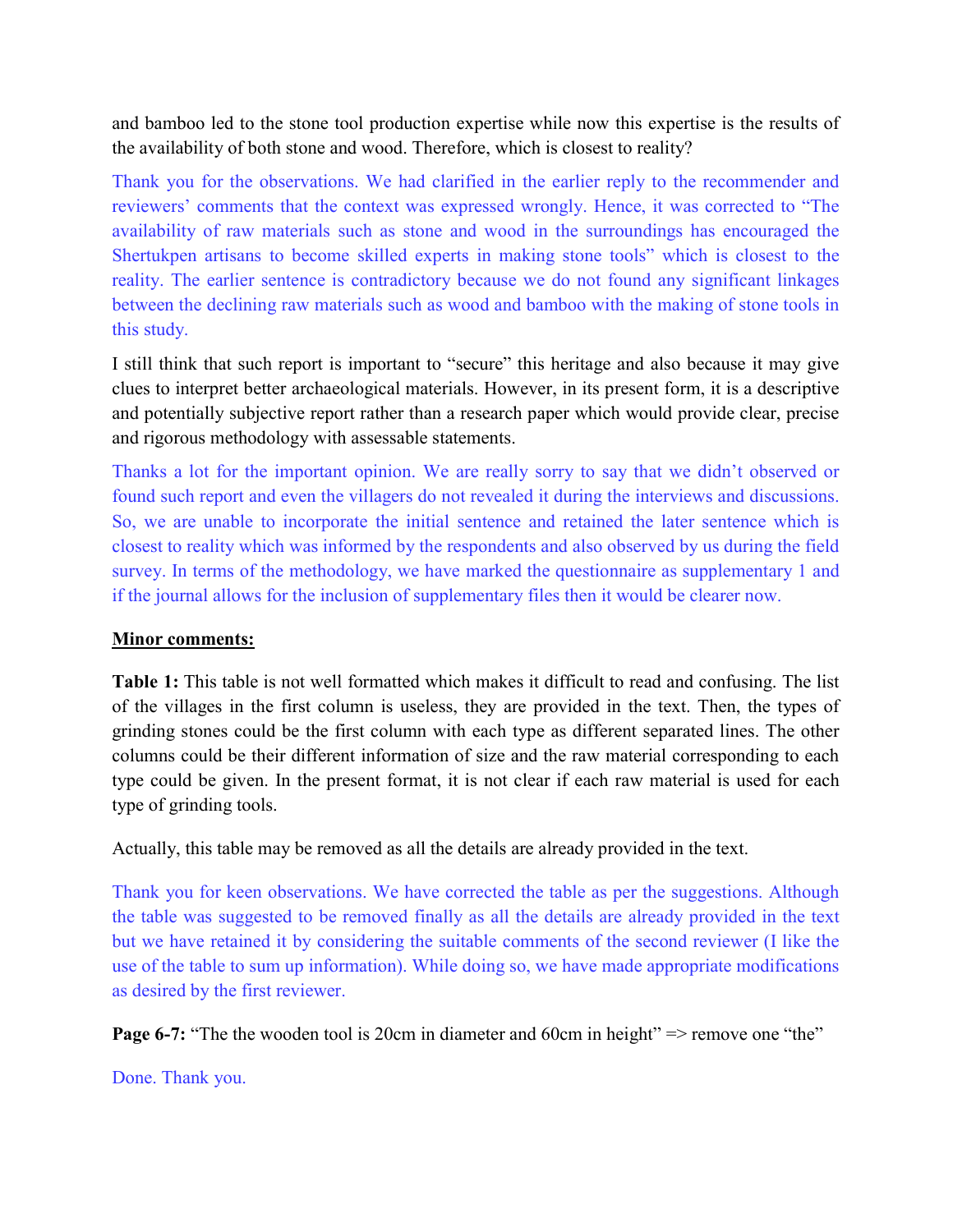and bamboo led to the stone tool production expertise while now this expertise is the results of the availability of both stone and wood. Therefore, which is closest to reality?

Thank you for the observations. We had clarified in the earlier reply to the recommender and reviewers' comments that the context was expressed wrongly. Hence, it was corrected to "The availability of raw materials such as stone and wood in the surroundings has encouraged the Shertukpen artisans to become skilled experts in making stone tools" which is closest to the reality. The earlier sentence is contradictory because we do not found any significant linkages between the declining raw materials such as wood and bamboo with the making of stone tools in this study.

I still think that such report is important to "secure" this heritage and also because it may give clues to interpret better archaeological materials. However, in its present form, it is a descriptive and potentially subjective report rather than a research paper which would provide clear, precise and rigorous methodology with assessable statements.

Thanks a lot for the important opinion. We are really sorry to say that we didn't observed or found such report and even the villagers do not revealed it during the interviews and discussions. So, we are unable to incorporate the initial sentence and retained the later sentence which is closest to reality which was informed by the respondents and also observed by us during the field survey. In terms of the methodology, we have marked the questionnaire as supplementary 1 and if the journal allows for the inclusion of supplementary files then it would be clearer now.

**Minor comments:**

**Table 1:** This table is not well formatted which makes it difficult to read and confusing. The list of the villages in the first column is useless, they are provided in the text. Then, the types of grinding stones could be the first column with each type as different separated lines. The other columns could be their different information of size and the raw material corresponding to each type could be given. In the present format, it is not clear if each raw material is used for each type of grinding tools.

Actually, this table may be removed as all the details are already provided in the text.

Thank you for keen observations. We have corrected the table as per the suggestions. Although the table was suggested to be removed finally as all the details are already provided in the text but we have retained it by considering the suitable comments of the second reviewer (I like the use of the table to sum up information). While doing so, we have made appropriate modifications as desired by the first reviewer.

**Page 6-7:** "The the wooden tool is 20cm in diameter and 60cm in height" => remove one "the"

Done. Thank you.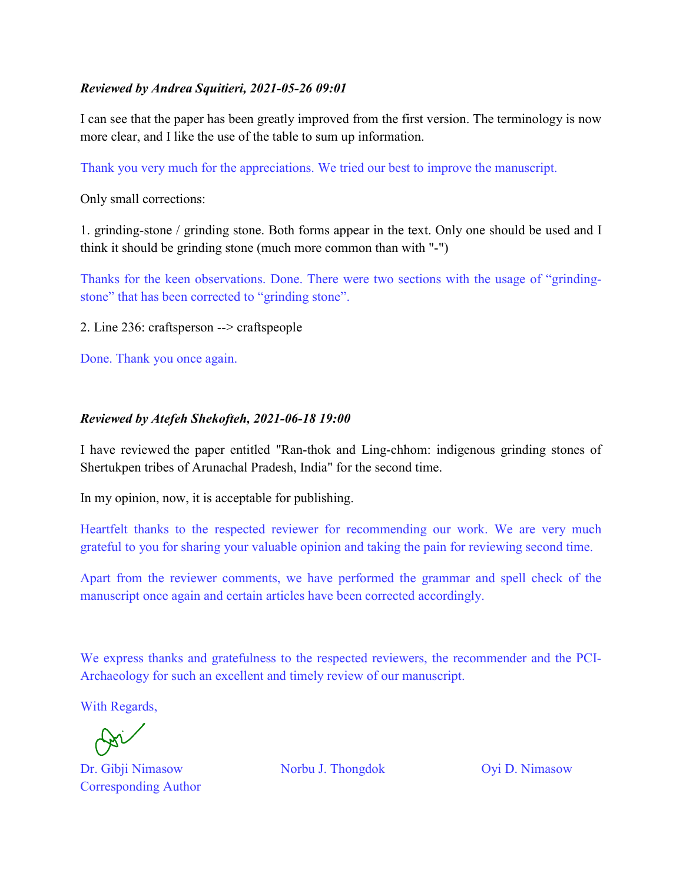***Reviewed by Andrea Squitieri, 2021-05-26 09:01***

I can see that the paper has been greatly improved from the first version. The terminology is now more clear, and I like the use of the table to sum up information.

Thank you very much for the appreciations. We tried our best to improve the manuscript.

Only small corrections:

1. grinding-stone / grinding stone. Both forms appear in the text. Only one should be used and I think it should be grinding stone (much more common than with "-")

Thanks for the keen observations. Done. There were two sections with the usage of "grinding-stone" that has been corrected to "grinding stone".

2. Line 236: craftsperson --> craftspeople

Done. Thank you once again.

***Reviewed by Atefeh Shekofteh, 2021-06-18 19:00***

I have reviewed the paper entitled "Ran-thok and Ling-chhom: indigenous grinding stones of Shertukpen tribes of Arunachal Pradesh, India" for the second time.

In my opinion, now, it is acceptable for publishing.

Heartfelt thanks to the respected reviewer for recommending our work. We are very much grateful to you for sharing your valuable opinion and taking the pain for reviewing second time.

Apart from the reviewer comments, we have performed the grammar and spell check of the manuscript once again and certain articles have been corrected accordingly.

We express thanks and gratefulness to the respected reviewers, the recommender and the PCI-Archaeology for such an excellent and timely review of our manuscript.

With Regards,

Dr. Gibji Nimasow
Corresponding Author

Norbu J. Thongdok

Oyi D. Nimasow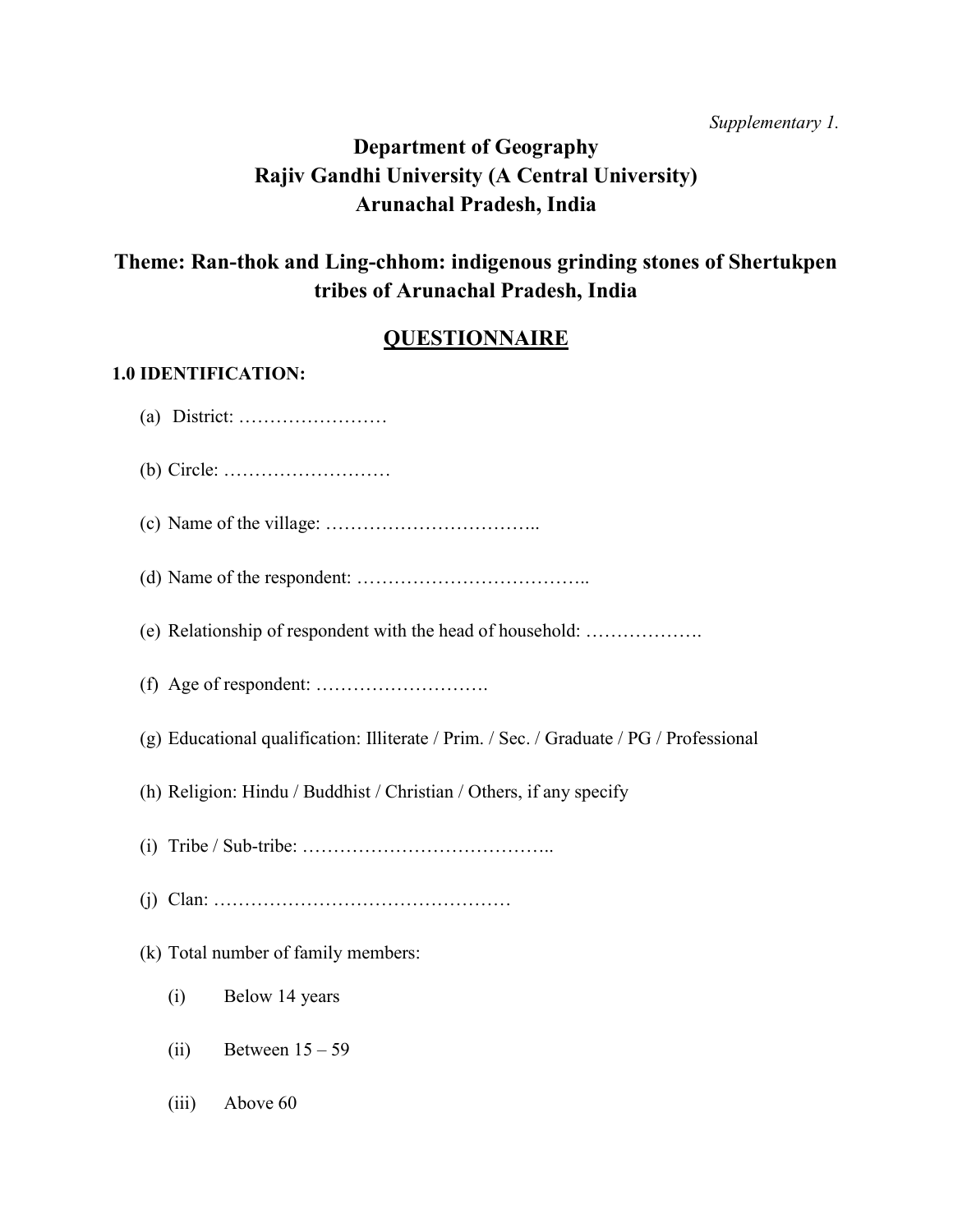*Supplementary 1.*

**Department of Geography**
**Rajiv Gandhi University (A Central University)**
**Arunachal Pradesh, India**

## Theme: Ran-thok and Ling-chhom: indigenous grinding stones of Shertukpen tribes of Arunachal Pradesh, India

## QUESTIONNAIRE

### 1.0 IDENTIFICATION:

(a) District: ……………………

(b) Circle: ………………………

(c) Name of the village: ……………………………..

(d) Name of the respondent: ………………………………..

(e) Relationship of respondent with the head of household: ……………….

(f) Age of respondent: ……………………….

(g) Educational qualification: Illiterate / Prim. / Sec. / Graduate / PG / Professional

(h) Religion: Hindu / Buddhist / Christian / Others, if any specify

(i) Tribe / Sub-tribe: …………………………………..

(j) Clan: …………………………………………

(k) Total number of family members:

(i) Below 14 years

(ii) Between 15 – 59

(iii) Above 60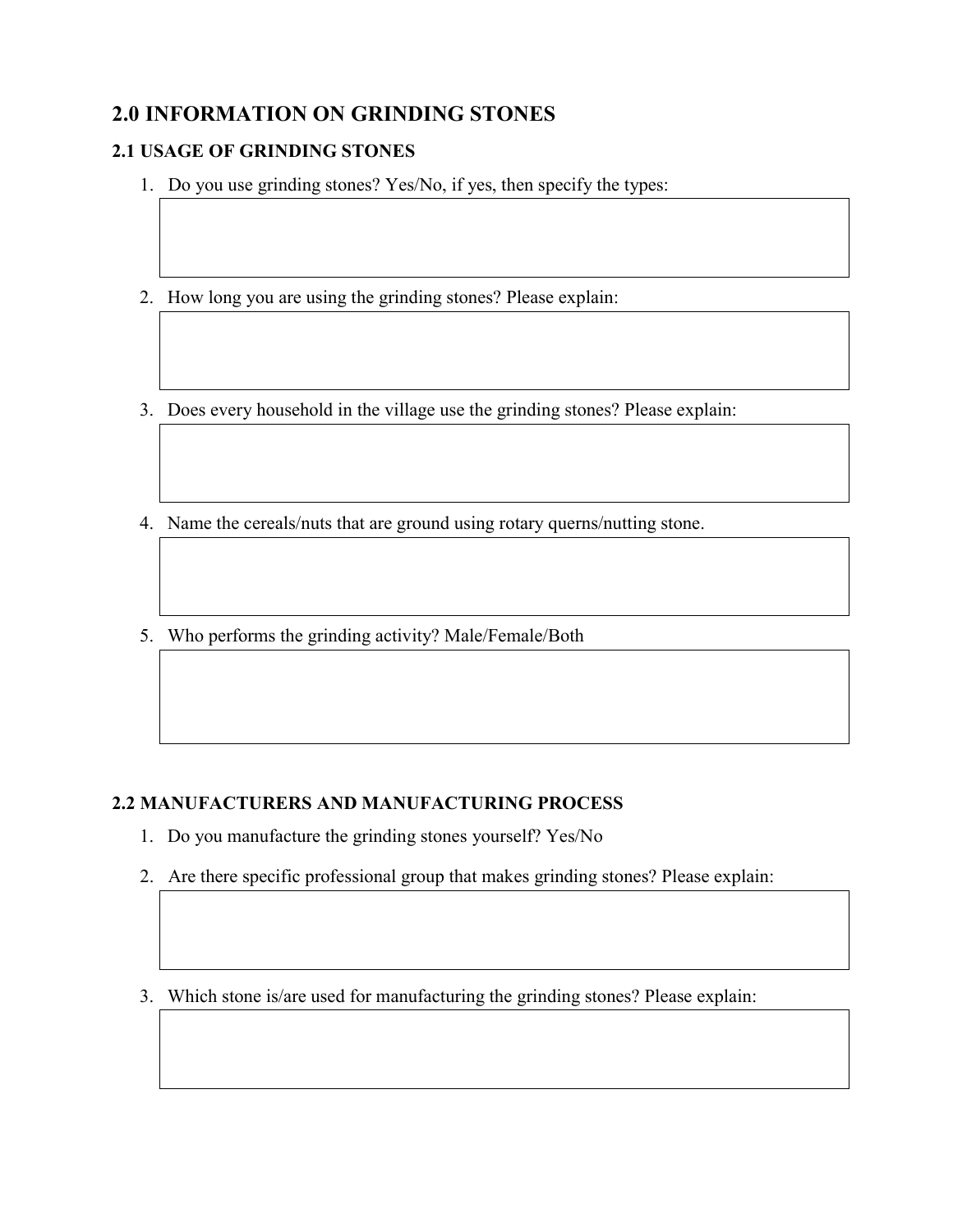## 2.0 INFORMATION ON GRINDING STONES

### 2.1 USAGE OF GRINDING STONES

1. Do you use grinding stones? Yes/No, if yes, then specify the types:

2. How long you are using the grinding stones? Please explain:

3. Does every household in the village use the grinding stones? Please explain:

4. Name the cereals/nuts that are ground using rotary querns/nutting stone.

5. Who performs the grinding activity? Male/Female/Both

### 2.2 MANUFACTURERS AND MANUFACTURING PROCESS

1. Do you manufacture the grinding stones yourself? Yes/No
2. Are there specific professional group that makes grinding stones? Please explain:

3. Which stone is/are used for manufacturing the grinding stones? Please explain: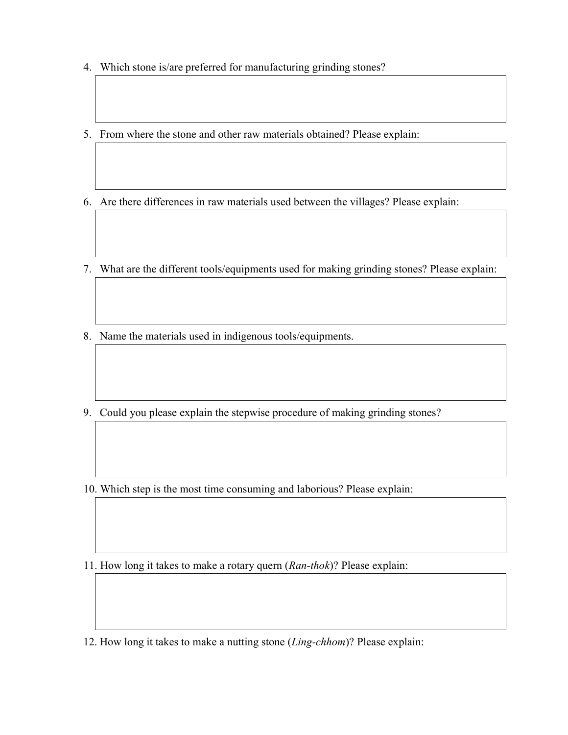4. Which stone is/are preferred for manufacturing grinding stones?

5. From where the stone and other raw materials obtained? Please explain:

6. Are there differences in raw materials used between the villages? Please explain:

7. What are the different tools/equipments used for making grinding stones? Please explain:

8. Name the materials used in indigenous tools/equipments.

9. Could you please explain the stepwise procedure of making grinding stones?

10. Which step is the most time consuming and laborious? Please explain:

11. How long it takes to make a rotary quern (*Ran-thok*)? Please explain:

12. How long it takes to make a nutting stone (*Ling-chhom*)? Please explain: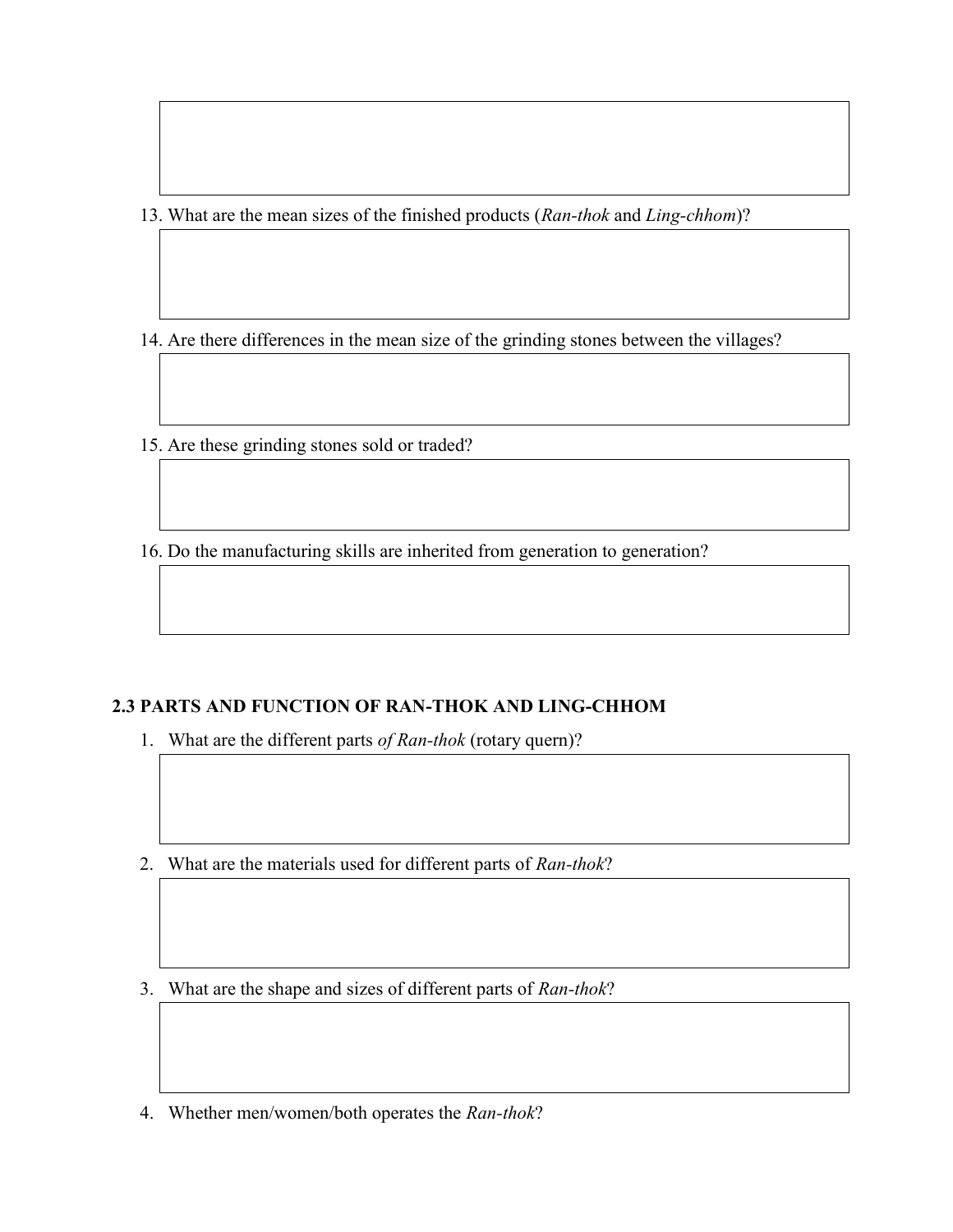13. What are the mean sizes of the finished products (*Ran-thok* and *Ling-chhom*)?

14. Are there differences in the mean size of the grinding stones between the villages?

15. Are these grinding stones sold or traded?

16. Do the manufacturing skills are inherited from generation to generation?

## 2.3 PARTS AND FUNCTION OF RAN-THOK AND LING-CHHOM

1. What are the different parts *of Ran-thok* (rotary quern)?

2. What are the materials used for different parts of *Ran-thok*?

3. What are the shape and sizes of different parts of *Ran-thok*?

4. Whether men/women/both operates the *Ran-thok*?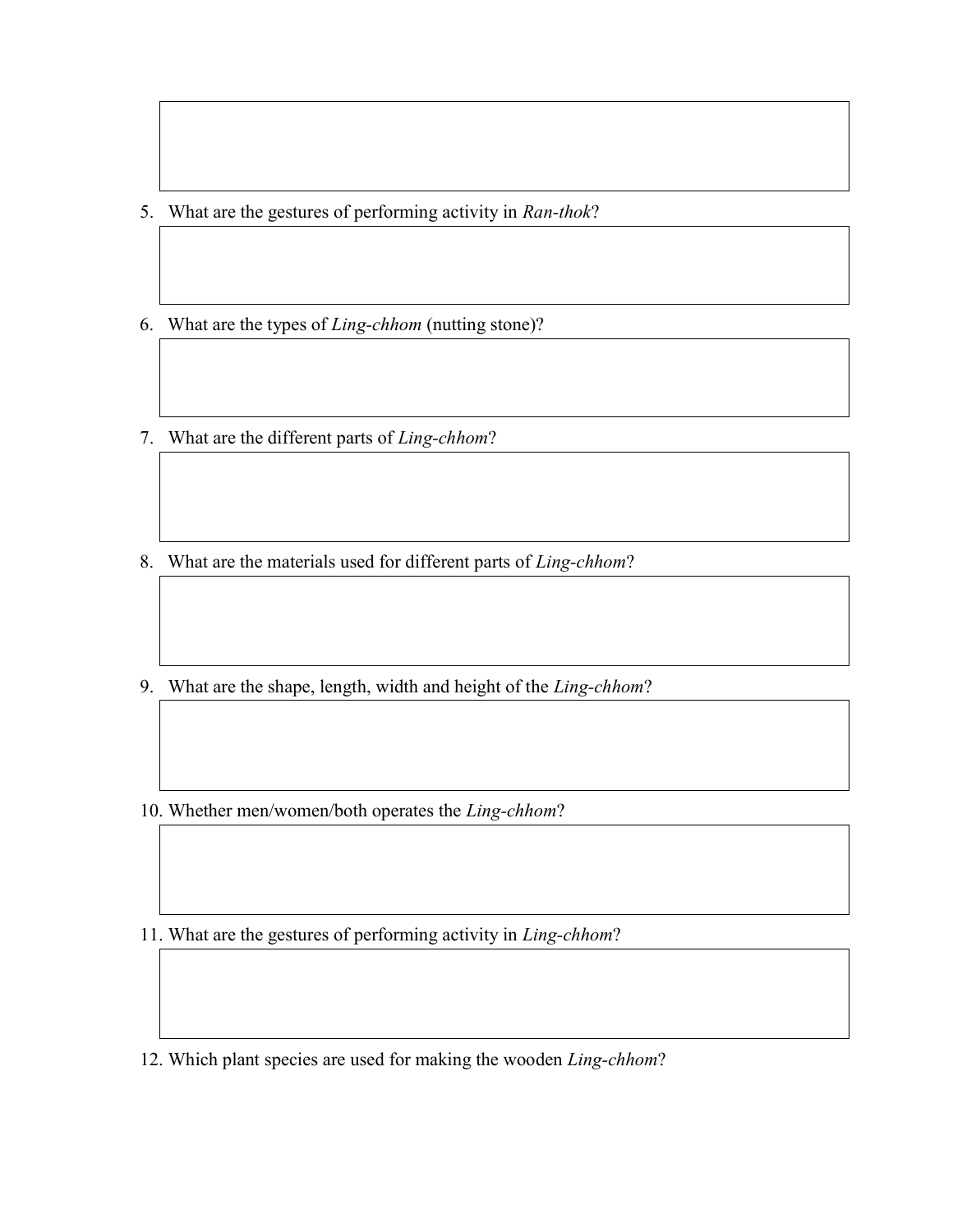5. What are the gestures of performing activity in *Ran-thok*?

6. What are the types of *Ling-chhom* (nutting stone)?

7. What are the different parts of *Ling-chhom*?

8. What are the materials used for different parts of *Ling-chhom*?

9. What are the shape, length, width and height of the *Ling-chhom*?

10. Whether men/women/both operates the *Ling-chhom*?

11. What are the gestures of performing activity in *Ling-chhom*?

12. Which plant species are used for making the wooden *Ling-chhom*?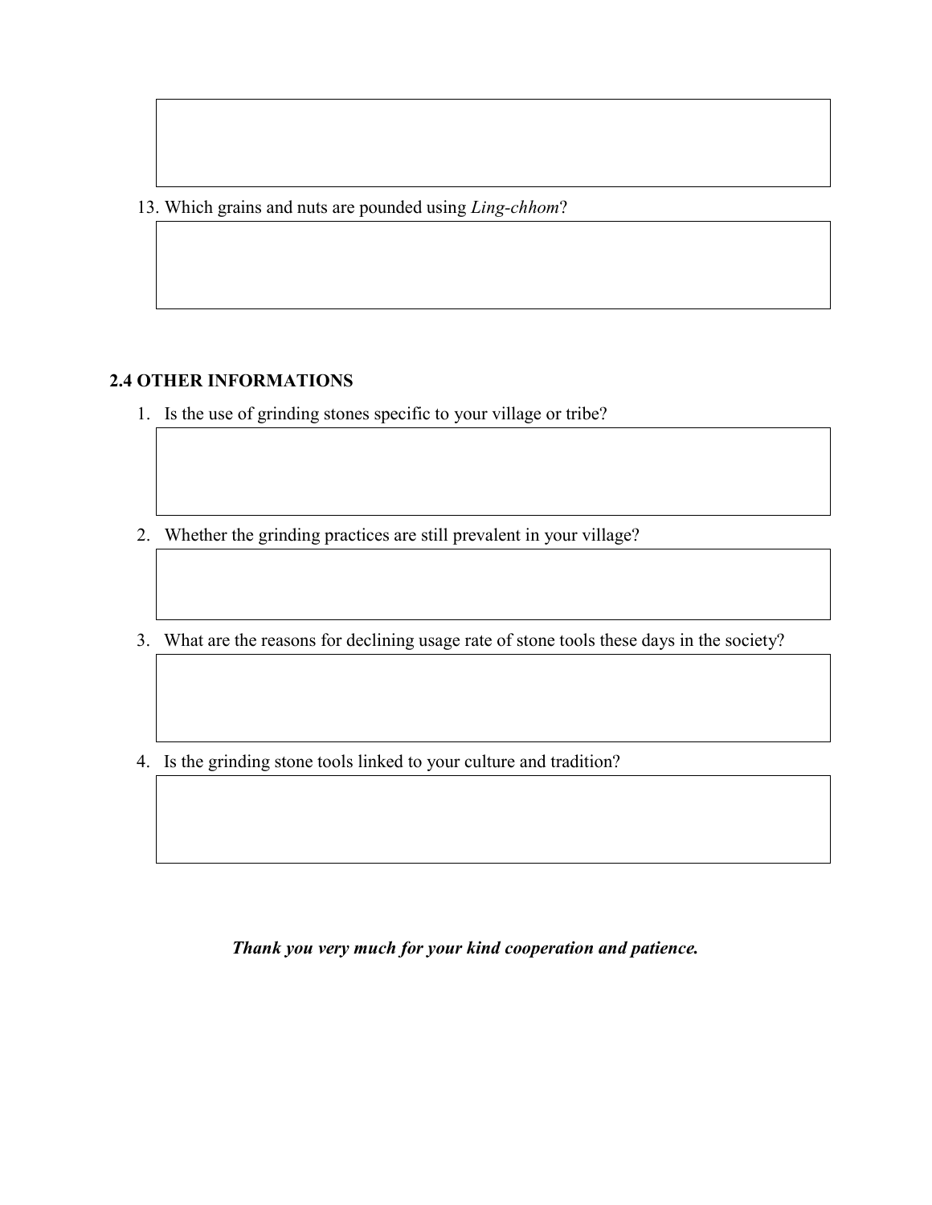13. Which grains and nuts are pounded using *Ling-chhom*?

### 2.4 OTHER INFORMATIONS

1. Is the use of grinding stones specific to your village or tribe?
2. Whether the grinding practices are still prevalent in your village?
3. What are the reasons for declining usage rate of stone tools these days in the society?
4. Is the grinding stone tools linked to your culture and tradition?

***Thank you very much for your kind cooperation and patience.***